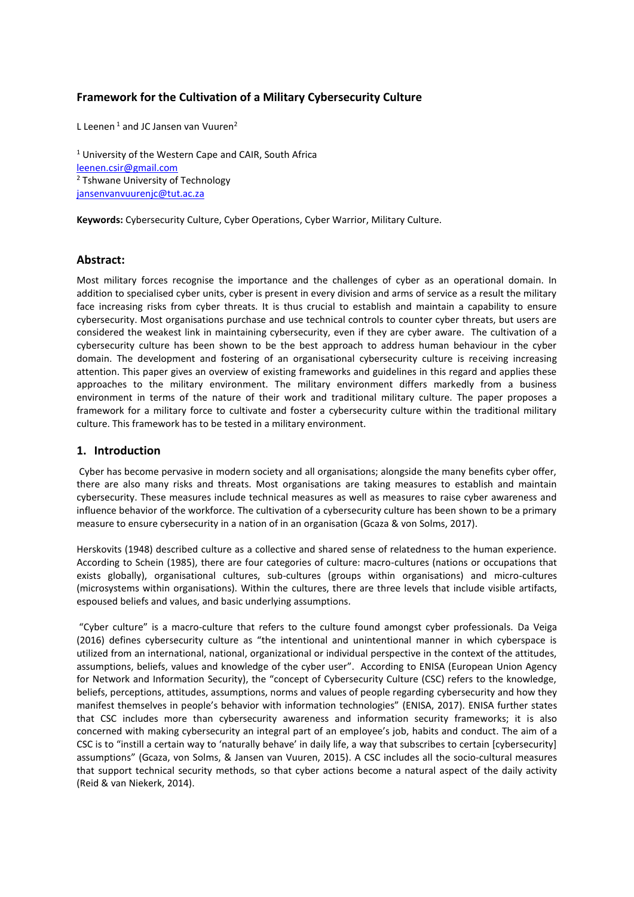## Framework for the Cultivation of a Military Cybersecurity Culture

L Leenen [1] and JC Jansen van Vuuren[2]

[1] University of the Western Cape and CAIR, South Africa
leenen.csir@gmail.com
[2] Tshwane University of Technology
jansenvanvuurenjc@tut.ac.za

**Keywords:** Cybersecurity Culture, Cyber Operations, Cyber Warrior, Military Culture.

### Abstract:

Most military forces recognise the importance and the challenges of cyber as an operational domain. In addition to specialised cyber units, cyber is present in every division and arms of service as a result the military face increasing risks from cyber threats. It is thus crucial to establish and maintain a capability to ensure cybersecurity. Most organisations purchase and use technical controls to counter cyber threats, but users are considered the weakest link in maintaining cybersecurity, even if they are cyber aware. The cultivation of a cybersecurity culture has been shown to be the best approach to address human behaviour in the cyber domain. The development and fostering of an organisational cybersecurity culture is receiving increasing attention. This paper gives an overview of existing frameworks and guidelines in this regard and applies these approaches to the military environment. The military environment differs markedly from a business environment in terms of the nature of their work and traditional military culture. The paper proposes a framework for a military force to cultivate and foster a cybersecurity culture within the traditional military culture. This framework has to be tested in a military environment.

### 1. Introduction

Cyber has become pervasive in modern society and all organisations; alongside the many benefits cyber offer, there are also many risks and threats. Most organisations are taking measures to establish and maintain cybersecurity. These measures include technical measures as well as measures to raise cyber awareness and influence behavior of the workforce. The cultivation of a cybersecurity culture has been shown to be a primary measure to ensure cybersecurity in a nation of in an organisation (Gcaza & von Solms, 2017).

Herskovits (1948) described culture as a collective and shared sense of relatedness to the human experience. According to Schein (1985), there are four categories of culture: macro-cultures (nations or occupations that exists globally), organisational cultures, sub-cultures (groups within organisations) and micro-cultures (microsystems within organisations). Within the cultures, there are three levels that include visible artifacts, espoused beliefs and values, and basic underlying assumptions.

"Cyber culture" is a macro-culture that refers to the culture found amongst cyber professionals. Da Veiga (2016) defines cybersecurity culture as "the intentional and unintentional manner in which cyberspace is utilized from an international, national, organizational or individual perspective in the context of the attitudes, assumptions, beliefs, values and knowledge of the cyber user". According to ENISA (European Union Agency for Network and Information Security), the "concept of Cybersecurity Culture (CSC) refers to the knowledge, beliefs, perceptions, attitudes, assumptions, norms and values of people regarding cybersecurity and how they manifest themselves in people's behavior with information technologies" (ENISA, 2017). ENISA further states that CSC includes more than cybersecurity awareness and information security frameworks; it is also concerned with making cybersecurity an integral part of an employee's job, habits and conduct. The aim of a CSC is to "instill a certain way to 'naturally behave' in daily life, a way that subscribes to certain [cybersecurity] assumptions" (Gcaza, von Solms, & Jansen van Vuuren, 2015). A CSC includes all the socio-cultural measures that support technical security methods, so that cyber actions become a natural aspect of the daily activity (Reid & van Niekerk, 2014).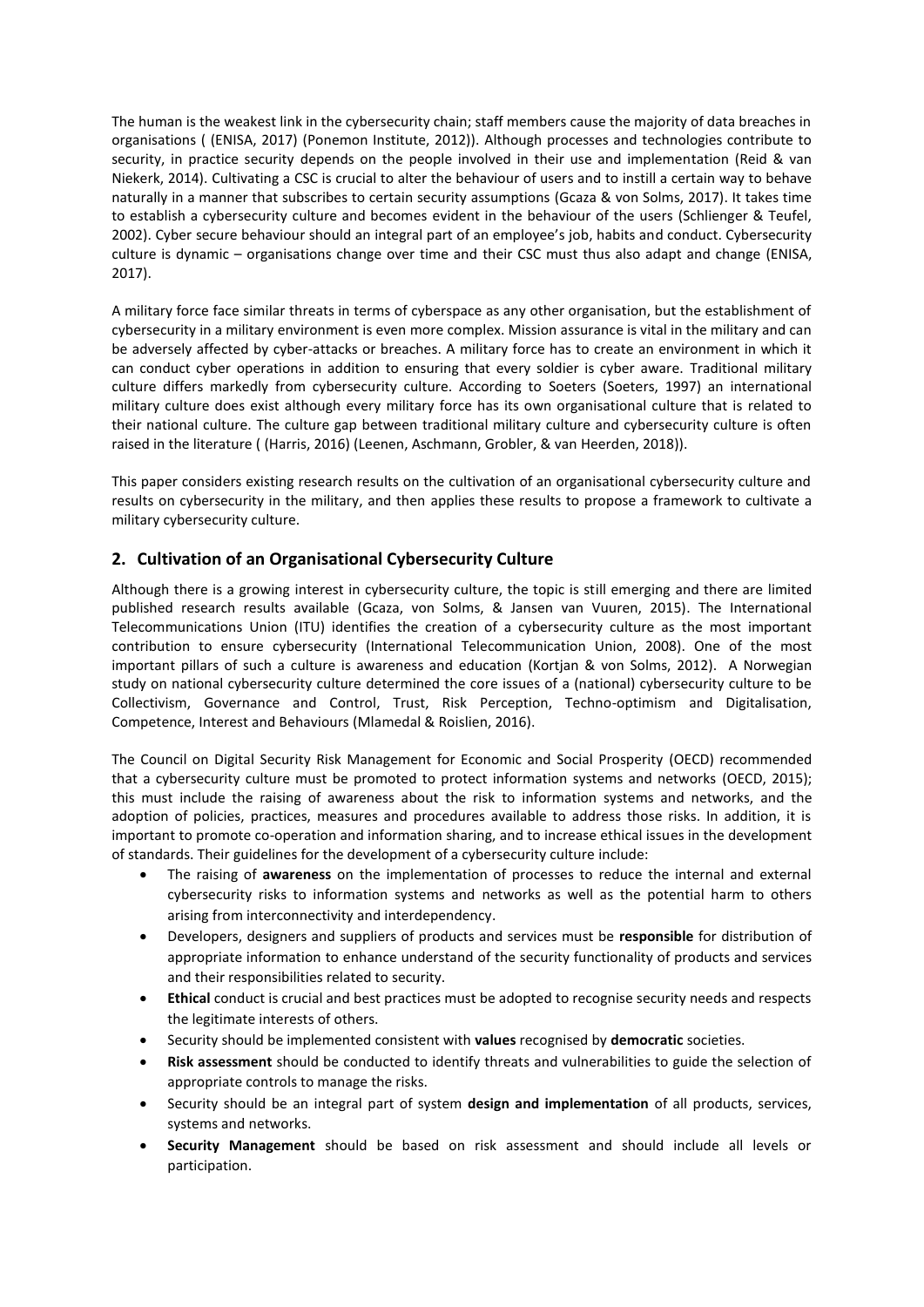The human is the weakest link in the cybersecurity chain; staff members cause the majority of data breaches in organisations ( (ENISA, 2017) (Ponemon Institute, 2012)). Although processes and technologies contribute to security, in practice security depends on the people involved in their use and implementation (Reid & van Niekerk, 2014). Cultivating a CSC is crucial to alter the behaviour of users and to instill a certain way to behave naturally in a manner that subscribes to certain security assumptions (Gcaza & von Solms, 2017). It takes time to establish a cybersecurity culture and becomes evident in the behaviour of the users (Schlienger & Teufel, 2002). Cyber secure behaviour should an integral part of an employee's job, habits and conduct. Cybersecurity culture is dynamic – organisations change over time and their CSC must thus also adapt and change (ENISA, 2017).

A military force face similar threats in terms of cyberspace as any other organisation, but the establishment of cybersecurity in a military environment is even more complex. Mission assurance is vital in the military and can be adversely affected by cyber-attacks or breaches. A military force has to create an environment in which it can conduct cyber operations in addition to ensuring that every soldier is cyber aware. Traditional military culture differs markedly from cybersecurity culture. According to Soeters (Soeters, 1997) an international military culture does exist although every military force has its own organisational culture that is related to their national culture. The culture gap between traditional military culture and cybersecurity culture is often raised in the literature ( (Harris, 2016) (Leenen, Aschmann, Grobler, & van Heerden, 2018)).

This paper considers existing research results on the cultivation of an organisational cybersecurity culture and results on cybersecurity in the military, and then applies these results to propose a framework to cultivate a military cybersecurity culture.

## 2. Cultivation of an Organisational Cybersecurity Culture

Although there is a growing interest in cybersecurity culture, the topic is still emerging and there are limited published research results available (Gcaza, von Solms, & Jansen van Vuuren, 2015). The International Telecommunications Union (ITU) identifies the creation of a cybersecurity culture as the most important contribution to ensure cybersecurity (International Telecommunication Union, 2008). One of the most important pillars of such a culture is awareness and education (Kortjan & von Solms, 2012). A Norwegian study on national cybersecurity culture determined the core issues of a (national) cybersecurity culture to be Collectivism, Governance and Control, Trust, Risk Perception, Techno-optimism and Digitalisation, Competence, Interest and Behaviours (Mlamedal & Roislien, 2016).

The Council on Digital Security Risk Management for Economic and Social Prosperity (OECD) recommended that a cybersecurity culture must be promoted to protect information systems and networks (OECD, 2015); this must include the raising of awareness about the risk to information systems and networks, and the adoption of policies, practices, measures and procedures available to address those risks. In addition, it is important to promote co-operation and information sharing, and to increase ethical issues in the development of standards. Their guidelines for the development of a cybersecurity culture include:

- The raising of **awareness** on the implementation of processes to reduce the internal and external cybersecurity risks to information systems and networks as well as the potential harm to others arising from interconnectivity and interdependency.
- Developers, designers and suppliers of products and services must be **responsible** for distribution of appropriate information to enhance understand of the security functionality of products and services and their responsibilities related to security.
- **Ethical** conduct is crucial and best practices must be adopted to recognise security needs and respects the legitimate interests of others.
- Security should be implemented consistent with **values** recognised by **democratic** societies.
- **Risk assessment** should be conducted to identify threats and vulnerabilities to guide the selection of appropriate controls to manage the risks.
- Security should be an integral part of system **design and implementation** of all products, services, systems and networks.
- **Security Management** should be based on risk assessment and should include all levels or participation.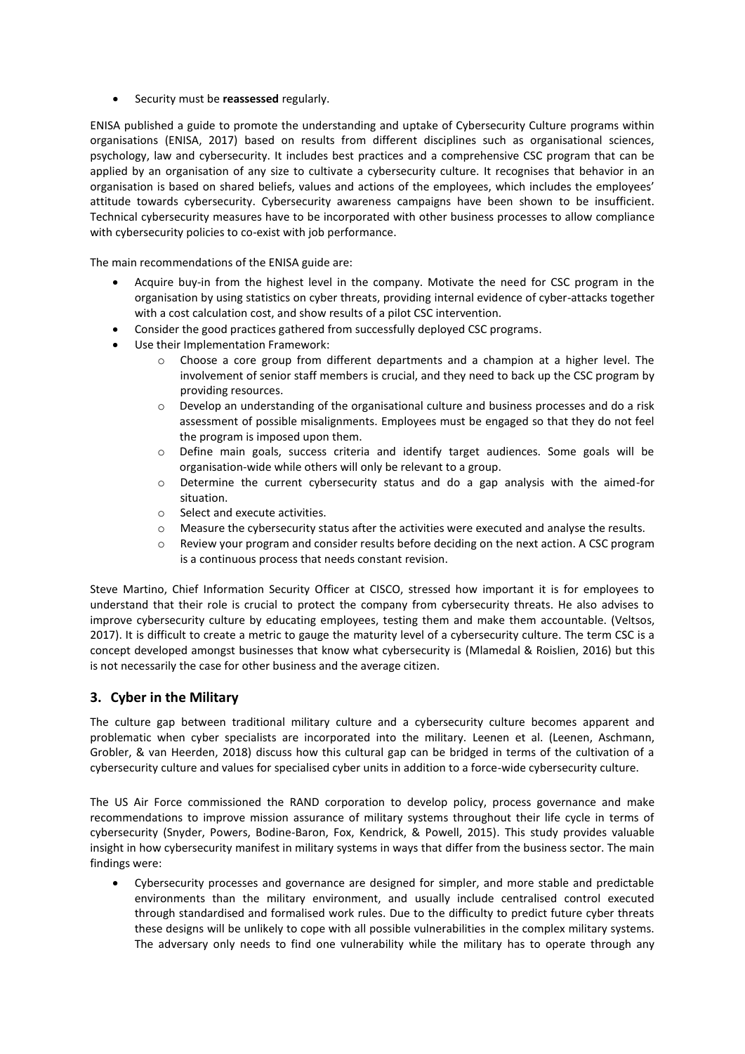- Security must be **reassessed** regularly.

ENISA published a guide to promote the understanding and uptake of Cybersecurity Culture programs within organisations (ENISA, 2017) based on results from different disciplines such as organisational sciences, psychology, law and cybersecurity. It includes best practices and a comprehensive CSC program that can be applied by an organisation of any size to cultivate a cybersecurity culture. It recognises that behavior in an organisation is based on shared beliefs, values and actions of the employees, which includes the employees' attitude towards cybersecurity. Cybersecurity awareness campaigns have been shown to be insufficient. Technical cybersecurity measures have to be incorporated with other business processes to allow compliance with cybersecurity policies to co-exist with job performance.

The main recommendations of the ENISA guide are:

- Acquire buy-in from the highest level in the company. Motivate the need for CSC program in the organisation by using statistics on cyber threats, providing internal evidence of cyber-attacks together with a cost calculation cost, and show results of a pilot CSC intervention.
- Consider the good practices gathered from successfully deployed CSC programs.
- Use their Implementation Framework:
  - Choose a core group from different departments and a champion at a higher level. The involvement of senior staff members is crucial, and they need to back up the CSC program by providing resources.
  - Develop an understanding of the organisational culture and business processes and do a risk assessment of possible misalignments. Employees must be engaged so that they do not feel the program is imposed upon them.
  - Define main goals, success criteria and identify target audiences. Some goals will be organisation-wide while others will only be relevant to a group.
  - Determine the current cybersecurity status and do a gap analysis with the aimed-for situation.
  - Select and execute activities.
  - Measure the cybersecurity status after the activities were executed and analyse the results.
  - Review your program and consider results before deciding on the next action. A CSC program is a continuous process that needs constant revision.

Steve Martino, Chief Information Security Officer at CISCO, stressed how important it is for employees to understand that their role is crucial to protect the company from cybersecurity threats. He also advises to improve cybersecurity culture by educating employees, testing them and make them accountable. (Veltsos, 2017). It is difficult to create a metric to gauge the maturity level of a cybersecurity culture. The term CSC is a concept developed amongst businesses that know what cybersecurity is (Mlamedal & Roislien, 2016) but this is not necessarily the case for other business and the average citizen.

## 3. Cyber in the Military

The culture gap between traditional military culture and a cybersecurity culture becomes apparent and problematic when cyber specialists are incorporated into the military. Leenen et al. (Leenen, Aschmann, Grobler, & van Heerden, 2018) discuss how this cultural gap can be bridged in terms of the cultivation of a cybersecurity culture and values for specialised cyber units in addition to a force-wide cybersecurity culture.

The US Air Force commissioned the RAND corporation to develop policy, process governance and make recommendations to improve mission assurance of military systems throughout their life cycle in terms of cybersecurity (Snyder, Powers, Bodine-Baron, Fox, Kendrick, & Powell, 2015). This study provides valuable insight in how cybersecurity manifest in military systems in ways that differ from the business sector. The main findings were:

- Cybersecurity processes and governance are designed for simpler, and more stable and predictable environments than the military environment, and usually include centralised control executed through standardised and formalised work rules. Due to the difficulty to predict future cyber threats these designs will be unlikely to cope with all possible vulnerabilities in the complex military systems. The adversary only needs to find one vulnerability while the military has to operate through any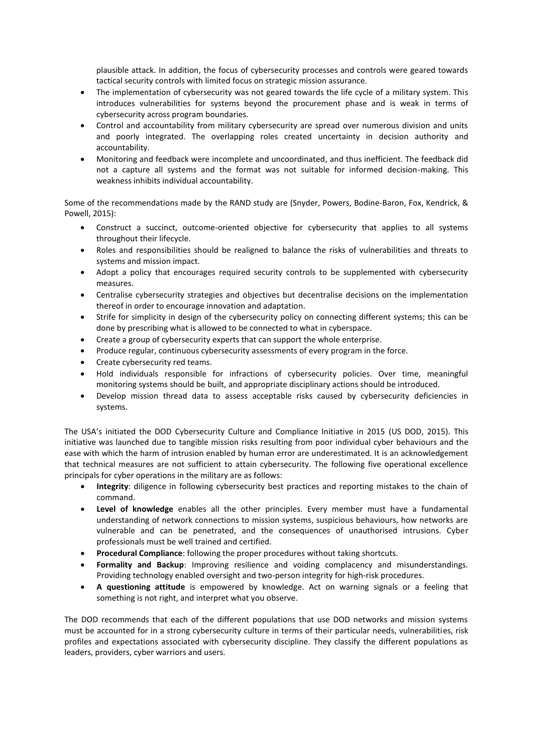plausible attack. In addition, the focus of cybersecurity processes and controls were geared towards tactical security controls with limited focus on strategic mission assurance.

- The implementation of cybersecurity was not geared towards the life cycle of a military system. This introduces vulnerabilities for systems beyond the procurement phase and is weak in terms of cybersecurity across program boundaries.
- Control and accountability from military cybersecurity are spread over numerous division and units and poorly integrated. The overlapping roles created uncertainty in decision authority and accountability.
- Monitoring and feedback were incomplete and uncoordinated, and thus inefficient. The feedback did not a capture all systems and the format was not suitable for informed decision-making. This weakness inhibits individual accountability.

Some of the recommendations made by the RAND study are (Snyder, Powers, Bodine-Baron, Fox, Kendrick, & Powell, 2015):

- Construct a succinct, outcome-oriented objective for cybersecurity that applies to all systems throughout their lifecycle.
- Roles and responsibilities should be realigned to balance the risks of vulnerabilities and threats to systems and mission impact.
- Adopt a policy that encourages required security controls to be supplemented with cybersecurity measures.
- Centralise cybersecurity strategies and objectives but decentralise decisions on the implementation thereof in order to encourage innovation and adaptation.
- Strife for simplicity in design of the cybersecurity policy on connecting different systems; this can be done by prescribing what is allowed to be connected to what in cyberspace.
- Create a group of cybersecurity experts that can support the whole enterprise.
- Produce regular, continuous cybersecurity assessments of every program in the force.
- Create cybersecurity red teams.
- Hold individuals responsible for infractions of cybersecurity policies. Over time, meaningful monitoring systems should be built, and appropriate disciplinary actions should be introduced.
- Develop mission thread data to assess acceptable risks caused by cybersecurity deficiencies in systems.

The USA's initiated the DOD Cybersecurity Culture and Compliance Initiative in 2015 (US DOD, 2015). This initiative was launched due to tangible mission risks resulting from poor individual cyber behaviours and the ease with which the harm of intrusion enabled by human error are underestimated. It is an acknowledgement that technical measures are not sufficient to attain cybersecurity. The following five operational excellence principals for cyber operations in the military are as follows:

- **Integrity**: diligence in following cybersecurity best practices and reporting mistakes to the chain of command.
- **Level of knowledge** enables all the other principles. Every member must have a fundamental understanding of network connections to mission systems, suspicious behaviours, how networks are vulnerable and can be penetrated, and the consequences of unauthorised intrusions. Cyber professionals must be well trained and certified.
- **Procedural Compliance**: following the proper procedures without taking shortcuts.
- **Formality and Backup**: Improving resilience and voiding complacency and misunderstandings. Providing technology enabled oversight and two-person integrity for high-risk procedures.
- **A questioning attitude** is empowered by knowledge. Act on warning signals or a feeling that something is not right, and interpret what you observe.

The DOD recommends that each of the different populations that use DOD networks and mission systems must be accounted for in a strong cybersecurity culture in terms of their particular needs, vulnerabilities, risk profiles and expectations associated with cybersecurity discipline. They classify the different populations as leaders, providers, cyber warriors and users.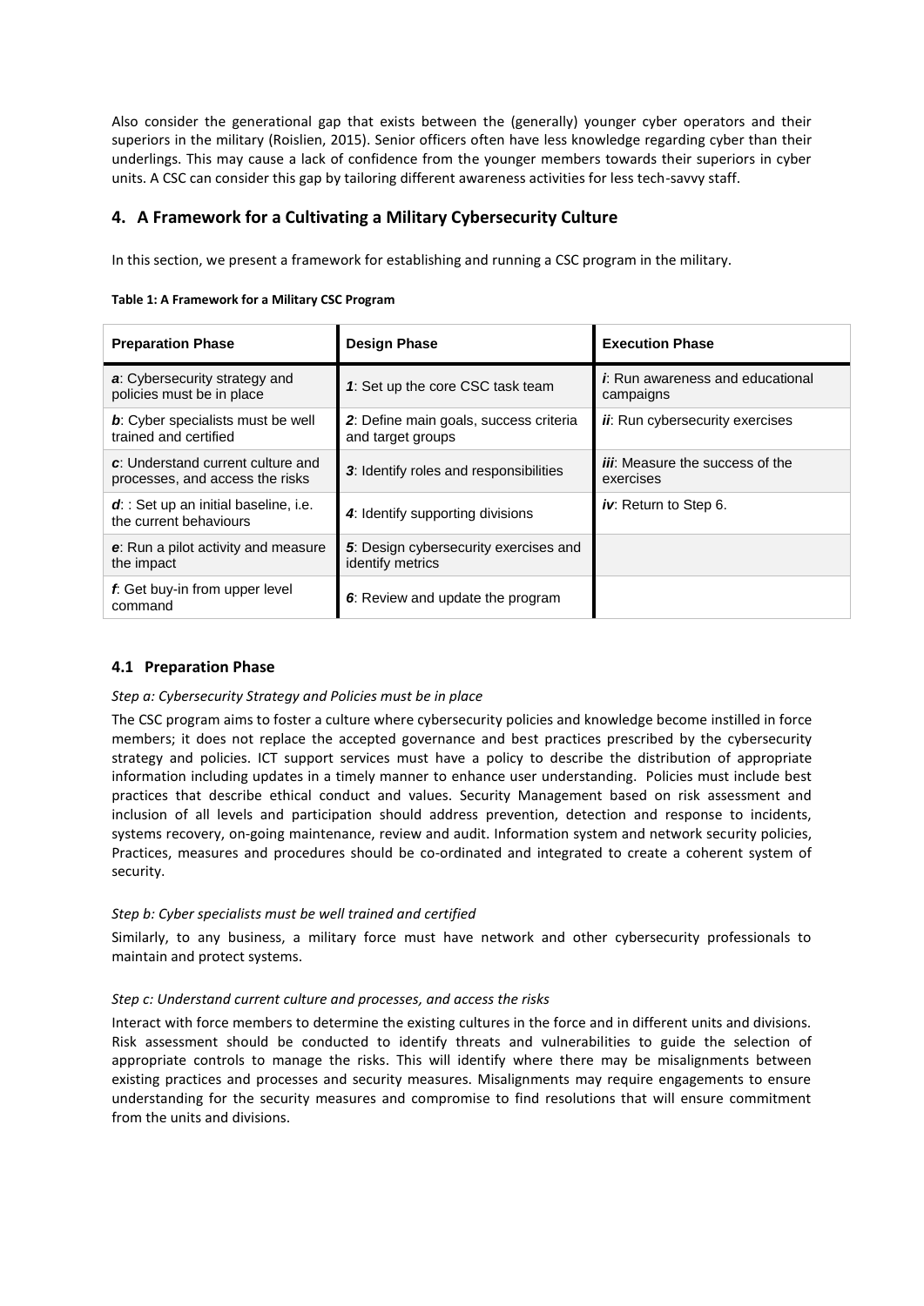Also consider the generational gap that exists between the (generally) younger cyber operators and their superiors in the military (Roislien, 2015). Senior officers often have less knowledge regarding cyber than their underlings. This may cause a lack of confidence from the younger members towards their superiors in cyber units. A CSC can consider this gap by tailoring different awareness activities for less tech-savvy staff.

## 4. A Framework for a Cultivating a Military Cybersecurity Culture

In this section, we present a framework for establishing and running a CSC program in the military.

**Table 1: A Framework for a Military CSC Program**

| Preparation Phase | Design Phase | Execution Phase |
|---|---|---|
| ***a***: Cybersecurity strategy and policies must be in place | ***1***: Set up the core CSC task team | ***i***: Run awareness and educational campaigns |
| ***b***: Cyber specialists must be well trained and certified | ***2***: Define main goals, success criteria and target groups | ***ii***: Run cybersecurity exercises |
| ***c***: Understand current culture and processes, and access the risks | ***3***: Identify roles and responsibilities | ***iii***: Measure the success of the exercises |
| ***d***: : Set up an initial baseline, i.e. the current behaviours | ***4***: Identify supporting divisions | ***iv***: Return to Step 6. |
| ***e***: Run a pilot activity and measure the impact | ***5***: Design cybersecurity exercises and identify metrics | |
| ***f***: Get buy-in from upper level command | ***6***: Review and update the program | |

### 4.1 Preparation Phase

*Step a: Cybersecurity Strategy and Policies must be in place*

The CSC program aims to foster a culture where cybersecurity policies and knowledge become instilled in force members; it does not replace the accepted governance and best practices prescribed by the cybersecurity strategy and policies. ICT support services must have a policy to describe the distribution of appropriate information including updates in a timely manner to enhance user understanding. Policies must include best practices that describe ethical conduct and values. Security Management based on risk assessment and inclusion of all levels and participation should address prevention, detection and response to incidents, systems recovery, on-going maintenance, review and audit. Information system and network security policies, Practices, measures and procedures should be co-ordinated and integrated to create a coherent system of security.

*Step b: Cyber specialists must be well trained and certified*

Similarly, to any business, a military force must have network and other cybersecurity professionals to maintain and protect systems.

*Step c: Understand current culture and processes, and access the risks*

Interact with force members to determine the existing cultures in the force and in different units and divisions. Risk assessment should be conducted to identify threats and vulnerabilities to guide the selection of appropriate controls to manage the risks. This will identify where there may be misalignments between existing practices and processes and security measures. Misalignments may require engagements to ensure understanding for the security measures and compromise to find resolutions that will ensure commitment from the units and divisions.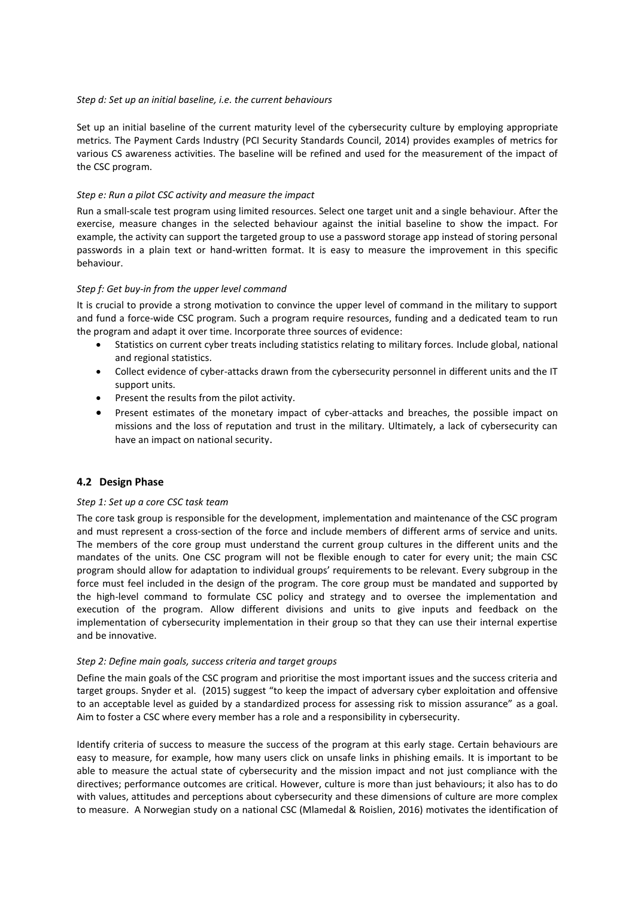*Step d: Set up an initial baseline, i.e. the current behaviours*

Set up an initial baseline of the current maturity level of the cybersecurity culture by employing appropriate metrics. The Payment Cards Industry (PCI Security Standards Council, 2014) provides examples of metrics for various CS awareness activities. The baseline will be refined and used for the measurement of the impact of the CSC program.

*Step e: Run a pilot CSC activity and measure the impact*

Run a small-scale test program using limited resources. Select one target unit and a single behaviour. After the exercise, measure changes in the selected behaviour against the initial baseline to show the impact. For example, the activity can support the targeted group to use a password storage app instead of storing personal passwords in a plain text or hand-written format. It is easy to measure the improvement in this specific behaviour.

*Step f: Get buy-in from the upper level command*

It is crucial to provide a strong motivation to convince the upper level of command in the military to support and fund a force-wide CSC program. Such a program require resources, funding and a dedicated team to run the program and adapt it over time. Incorporate three sources of evidence:

- Statistics on current cyber treats including statistics relating to military forces. Include global, national and regional statistics.
- Collect evidence of cyber-attacks drawn from the cybersecurity personnel in different units and the IT support units.
- Present the results from the pilot activity.
- Present estimates of the monetary impact of cyber-attacks and breaches, the possible impact on missions and the loss of reputation and trust in the military. Ultimately, a lack of cybersecurity can have an impact on national security.

## 4.2 Design Phase

*Step 1: Set up a core CSC task team*

The core task group is responsible for the development, implementation and maintenance of the CSC program and must represent a cross-section of the force and include members of different arms of service and units. The members of the core group must understand the current group cultures in the different units and the mandates of the units. One CSC program will not be flexible enough to cater for every unit; the main CSC program should allow for adaptation to individual groups' requirements to be relevant. Every subgroup in the force must feel included in the design of the program. The core group must be mandated and supported by the high-level command to formulate CSC policy and strategy and to oversee the implementation and execution of the program. Allow different divisions and units to give inputs and feedback on the implementation of cybersecurity implementation in their group so that they can use their internal expertise and be innovative.

*Step 2: Define main goals, success criteria and target groups*

Define the main goals of the CSC program and prioritise the most important issues and the success criteria and target groups. Snyder et al. (2015) suggest "to keep the impact of adversary cyber exploitation and offensive to an acceptable level as guided by a standardized process for assessing risk to mission assurance" as a goal. Aim to foster a CSC where every member has a role and a responsibility in cybersecurity.

Identify criteria of success to measure the success of the program at this early stage. Certain behaviours are easy to measure, for example, how many users click on unsafe links in phishing emails. It is important to be able to measure the actual state of cybersecurity and the mission impact and not just compliance with the directives; performance outcomes are critical. However, culture is more than just behaviours; it also has to do with values, attitudes and perceptions about cybersecurity and these dimensions of culture are more complex to measure. A Norwegian study on a national CSC (Mlamedal & Roislien, 2016) motivates the identification of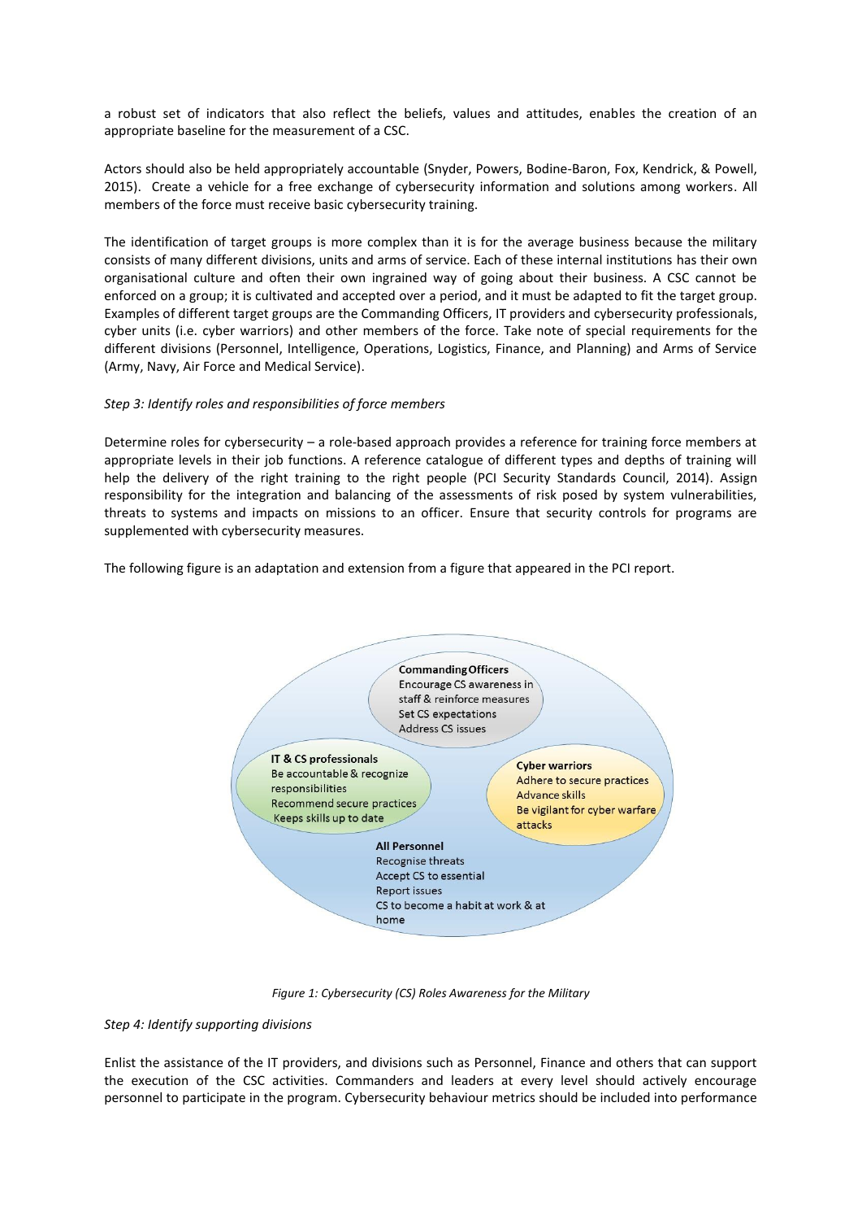a robust set of indicators that also reflect the beliefs, values and attitudes, enables the creation of an appropriate baseline for the measurement of a CSC.

Actors should also be held appropriately accountable (Snyder, Powers, Bodine-Baron, Fox, Kendrick, & Powell, 2015). Create a vehicle for a free exchange of cybersecurity information and solutions among workers. All members of the force must receive basic cybersecurity training.

The identification of target groups is more complex than it is for the average business because the military consists of many different divisions, units and arms of service. Each of these internal institutions has their own organisational culture and often their own ingrained way of going about their business. A CSC cannot be enforced on a group; it is cultivated and accepted over a period, and it must be adapted to fit the target group. Examples of different target groups are the Commanding Officers, IT providers and cybersecurity professionals, cyber units (i.e. cyber warriors) and other members of the force. Take note of special requirements for the different divisions (Personnel, Intelligence, Operations, Logistics, Finance, and Planning) and Arms of Service (Army, Navy, Air Force and Medical Service).

*Step 3: Identify roles and responsibilities of force members*

Determine roles for cybersecurity – a role-based approach provides a reference for training force members at appropriate levels in their job functions. A reference catalogue of different types and depths of training will help the delivery of the right training to the right people (PCI Security Standards Council, 2014). Assign responsibility for the integration and balancing of the assessments of risk posed by system vulnerabilities, threats to systems and impacts on missions to an officer. Ensure that security controls for programs are supplemented with cybersecurity measures.

The following figure is an adaptation and extension from a figure that appeared in the PCI report.

**Commanding Officers**
Encourage CS awareness in staff & reinforce measures
Set CS expectations
Address CS issues

**IT & CS professionals**
Be accountable & recognize responsibilities
Recommend secure practices
Keeps skills up to date

**Cyber warriors**
Adhere to secure practices
Advance skills
Be vigilant for cyber warfare attacks

**All Personnel**
Recognise threats
Accept CS to essential
Report issues
CS to become a habit at work & at home

*Figure 1: Cybersecurity (CS) Roles Awareness for the Military*

*Step 4: Identify supporting divisions*

Enlist the assistance of the IT providers, and divisions such as Personnel, Finance and others that can support the execution of the CSC activities. Commanders and leaders at every level should actively encourage personnel to participate in the program. Cybersecurity behaviour metrics should be included into performance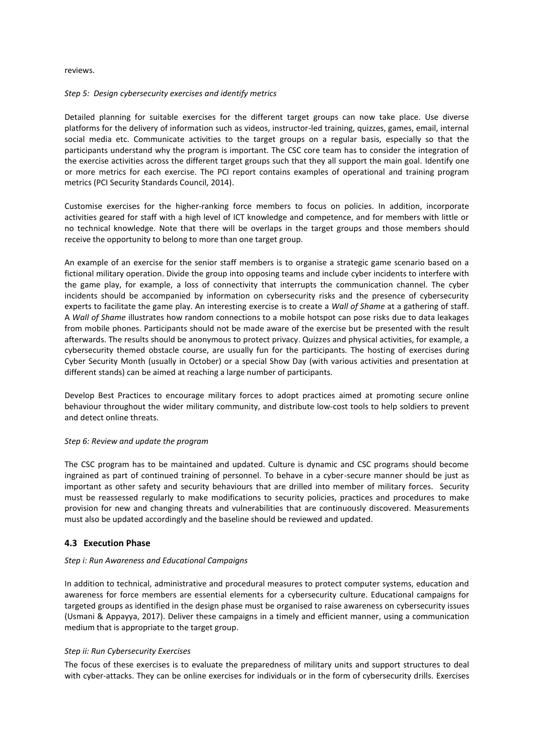reviews.

*Step 5: Design cybersecurity exercises and identify metrics*

Detailed planning for suitable exercises for the different target groups can now take place. Use diverse platforms for the delivery of information such as videos, instructor-led training, quizzes, games, email, internal social media etc. Communicate activities to the target groups on a regular basis, especially so that the participants understand why the program is important. The CSC core team has to consider the integration of the exercise activities across the different target groups such that they all support the main goal. Identify one or more metrics for each exercise. The PCI report contains examples of operational and training program metrics (PCI Security Standards Council, 2014).

Customise exercises for the higher-ranking force members to focus on policies. In addition, incorporate activities geared for staff with a high level of ICT knowledge and competence, and for members with little or no technical knowledge. Note that there will be overlaps in the target groups and those members should receive the opportunity to belong to more than one target group.

An example of an exercise for the senior staff members is to organise a strategic game scenario based on a fictional military operation. Divide the group into opposing teams and include cyber incidents to interfere with the game play, for example, a loss of connectivity that interrupts the communication channel. The cyber incidents should be accompanied by information on cybersecurity risks and the presence of cybersecurity experts to facilitate the game play. An interesting exercise is to create a *Wall of Shame* at a gathering of staff. A *Wall of Shame* illustrates how random connections to a mobile hotspot can pose risks due to data leakages from mobile phones. Participants should not be made aware of the exercise but be presented with the result afterwards. The results should be anonymous to protect privacy. Quizzes and physical activities, for example, a cybersecurity themed obstacle course, are usually fun for the participants. The hosting of exercises during Cyber Security Month (usually in October) or a special Show Day (with various activities and presentation at different stands) can be aimed at reaching a large number of participants.

Develop Best Practices to encourage military forces to adopt practices aimed at promoting secure online behaviour throughout the wider military community, and distribute low-cost tools to help soldiers to prevent and detect online threats.

*Step 6: Review and update the program*

The CSC program has to be maintained and updated. Culture is dynamic and CSC programs should become ingrained as part of continued training of personnel. To behave in a cyber-secure manner should be just as important as other safety and security behaviours that are drilled into member of military forces. Security must be reassessed regularly to make modifications to security policies, practices and procedures to make provision for new and changing threats and vulnerabilities that are continuously discovered. Measurements must also be updated accordingly and the baseline should be reviewed and updated.

### 4.3 Execution Phase

*Step i: Run Awareness and Educational Campaigns*

In addition to technical, administrative and procedural measures to protect computer systems, education and awareness for force members are essential elements for a cybersecurity culture. Educational campaigns for targeted groups as identified in the design phase must be organised to raise awareness on cybersecurity issues (Usmani & Appayya, 2017). Deliver these campaigns in a timely and efficient manner, using a communication medium that is appropriate to the target group.

*Step ii: Run Cybersecurity Exercises*

The focus of these exercises is to evaluate the preparedness of military units and support structures to deal with cyber-attacks. They can be online exercises for individuals or in the form of cybersecurity drills. Exercises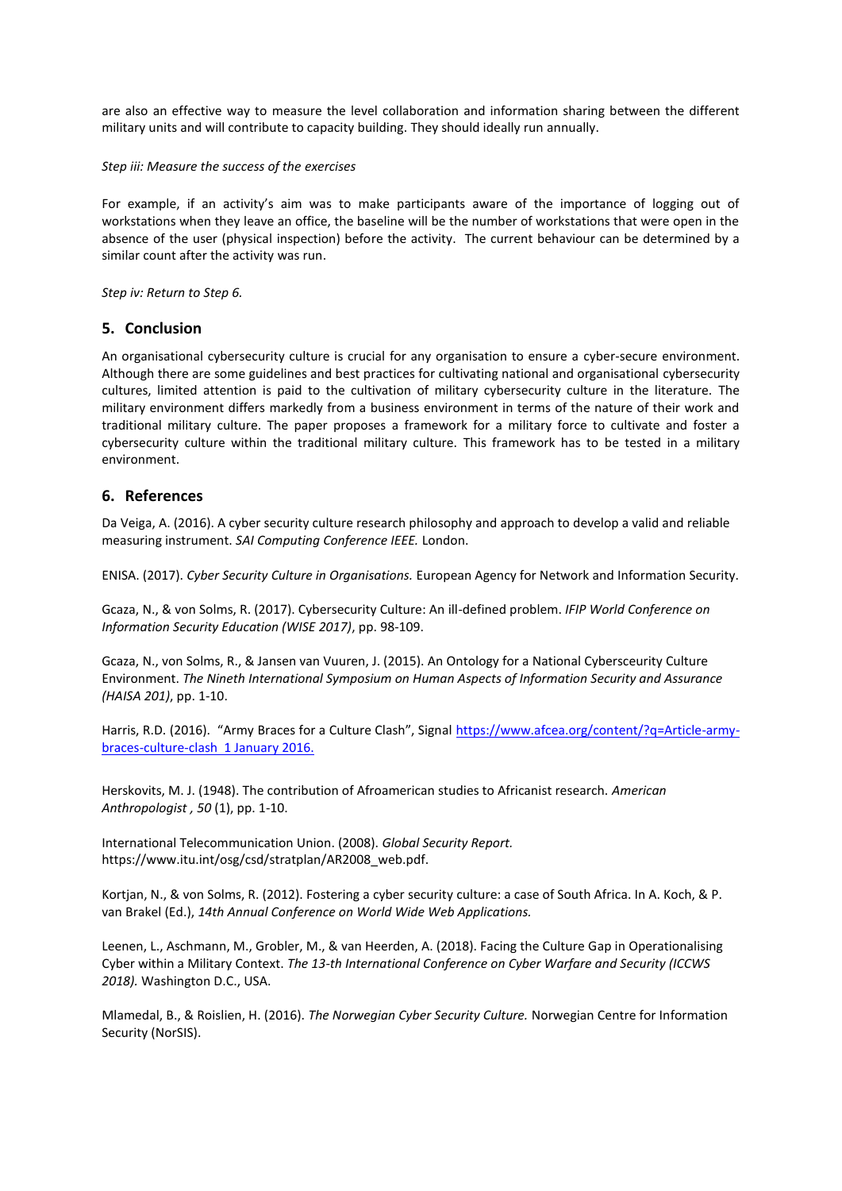are also an effective way to measure the level collaboration and information sharing between the different military units and will contribute to capacity building. They should ideally run annually.

*Step iii: Measure the success of the exercises*

For example, if an activity's aim was to make participants aware of the importance of logging out of workstations when they leave an office, the baseline will be the number of workstations that were open in the absence of the user (physical inspection) before the activity. The current behaviour can be determined by a similar count after the activity was run.

*Step iv: Return to Step 6.*

## 5. Conclusion

An organisational cybersecurity culture is crucial for any organisation to ensure a cyber-secure environment. Although there are some guidelines and best practices for cultivating national and organisational cybersecurity cultures, limited attention is paid to the cultivation of military cybersecurity culture in the literature. The military environment differs markedly from a business environment in terms of the nature of their work and traditional military culture. The paper proposes a framework for a military force to cultivate and foster a cybersecurity culture within the traditional military culture. This framework has to be tested in a military environment.

## 6. References

Da Veiga, A. (2016). A cyber security culture research philosophy and approach to develop a valid and reliable measuring instrument. *SAI Computing Conference IEEE.* London.

ENISA. (2017). *Cyber Security Culture in Organisations.* European Agency for Network and Information Security.

Gcaza, N., & von Solms, R. (2017). Cybersecurity Culture: An ill-defined problem. *IFIP World Conference on Information Security Education (WISE 2017)*, pp. 98-109.

Gcaza, N., von Solms, R., & Jansen van Vuuren, J. (2015). An Ontology for a National Cybersceurity Culture Environment. *The Nineth International Symposium on Human Aspects of Information Security and Assurance (HAISA 201)*, pp. 1-10.

Harris, R.D. (2016). "Army Braces for a Culture Clash", Signal https://www.afcea.org/content/?q=Article-army-braces-culture-clash 1 January 2016.

Herskovits, M. J. (1948). The contribution of Afroamerican studies to Africanist research. *American Anthropologist , 50* (1), pp. 1-10.

International Telecommunication Union. (2008). *Global Security Report.* https://www.itu.int/osg/csd/stratplan/AR2008_web.pdf.

Kortjan, N., & von Solms, R. (2012). Fostering a cyber security culture: a case of South Africa. In A. Koch, & P. van Brakel (Ed.), *14th Annual Conference on World Wide Web Applications.*

Leenen, L., Aschmann, M., Grobler, M., & van Heerden, A. (2018). Facing the Culture Gap in Operationalising Cyber within a Military Context. *The 13-th International Conference on Cyber Warfare and Security (ICCWS 2018).* Washington D.C., USA.

Mlamedal, B., & Roislien, H. (2016). *The Norwegian Cyber Security Culture.* Norwegian Centre for Information Security (NorSIS).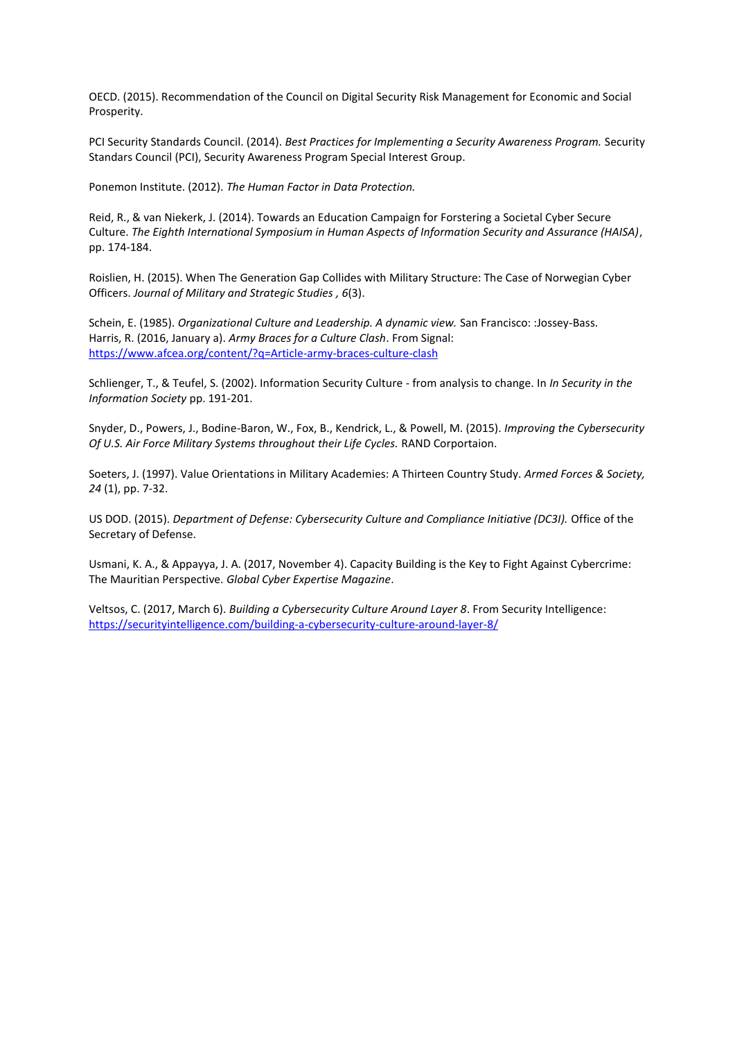OECD. (2015). Recommendation of the Council on Digital Security Risk Management for Economic and Social Prosperity.

PCI Security Standards Council. (2014). *Best Practices for Implementing a Security Awareness Program.* Security Standars Council (PCI), Security Awareness Program Special Interest Group.

Ponemon Institute. (2012). *The Human Factor in Data Protection.*

Reid, R., & van Niekerk, J. (2014). Towards an Education Campaign for Forstering a Societal Cyber Secure Culture. *The Eighth International Symposium in Human Aspects of Information Security and Assurance (HAISA)*, pp. 174-184.

Roislien, H. (2015). When The Generation Gap Collides with Military Structure: The Case of Norwegian Cyber Officers. *Journal of Military and Strategic Studies , 6*(3).

Schein, E. (1985). *Organizational Culture and Leadership. A dynamic view.* San Francisco: :Jossey-Bass.
Harris, R. (2016, January a). *Army Braces for a Culture Clash*. From Signal: https://www.afcea.org/content/?q=Article-army-braces-culture-clash

Schlienger, T., & Teufel, S. (2002). Information Security Culture - from analysis to change. In *In Security in the Information Society* pp. 191-201.

Snyder, D., Powers, J., Bodine-Baron, W., Fox, B., Kendrick, L., & Powell, M. (2015). *Improving the Cybersecurity Of U.S. Air Force Military Systems throughout their Life Cycles.* RAND Corportaion.

Soeters, J. (1997). Value Orientations in Military Academies: A Thirteen Country Study. *Armed Forces & Society, 24* (1), pp. 7-32.

US DOD. (2015). *Department of Defense: Cybersecurity Culture and Compliance Initiative (DC3I).* Office of the Secretary of Defense.

Usmani, K. A., & Appayya, J. A. (2017, November 4). Capacity Building is the Key to Fight Against Cybercrime: The Mauritian Perspective. *Global Cyber Expertise Magazine*.

Veltsos, C. (2017, March 6). *Building a Cybersecurity Culture Around Layer 8*. From Security Intelligence: https://securityintelligence.com/building-a-cybersecurity-culture-around-layer-8/